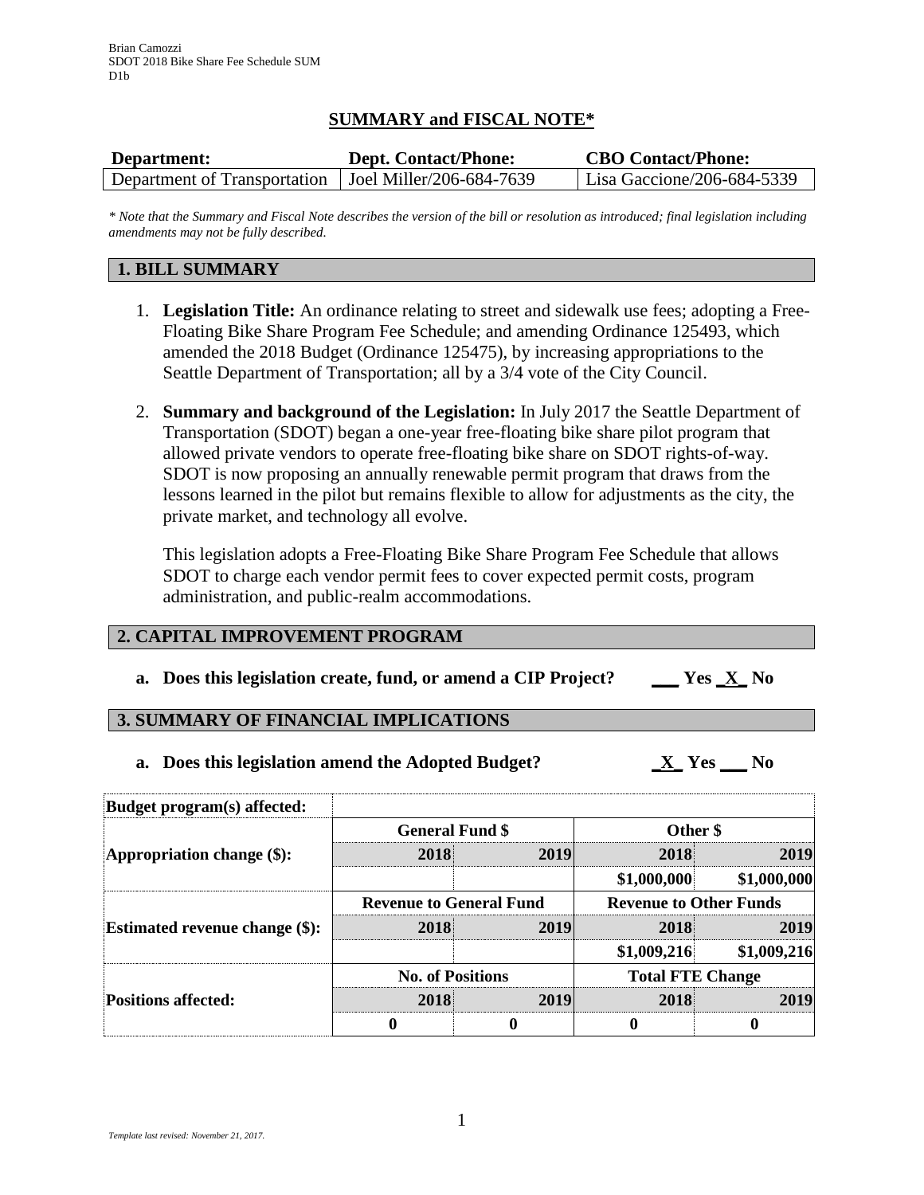Brian Camozzi
SDOT 2018 Bike Share Fee Schedule SUM
D1b

# SUMMARY and FISCAL NOTE*

| Department: | Dept. Contact/Phone: | CBO Contact/Phone: |
|---|---|---|
| Department of Transportation | Joel Miller/206-684-7639 | Lisa Gaccione/206-684-5339 |

*\* Note that the Summary and Fiscal Note describes the version of the bill or resolution as introduced; final legislation including amendments may not be fully described.*

## 1. BILL SUMMARY

1. **Legislation Title:** An ordinance relating to street and sidewalk use fees; adopting a Free-Floating Bike Share Program Fee Schedule; and amending Ordinance 125493, which amended the 2018 Budget (Ordinance 125475), by increasing appropriations to the Seattle Department of Transportation; all by a 3/4 vote of the City Council.

2. **Summary and background of the Legislation:** In July 2017 the Seattle Department of Transportation (SDOT) began a one-year free-floating bike share pilot program that allowed private vendors to operate free-floating bike share on SDOT rights-of-way. SDOT is now proposing an annually renewable permit program that draws from the lessons learned in the pilot but remains flexible to allow for adjustments as the city, the private market, and technology all evolve.

   This legislation adopts a Free-Floating Bike Share Program Fee Schedule that allows SDOT to charge each vendor permit fees to cover expected permit costs, program administration, and public-realm accommodations.

## 2. CAPITAL IMPROVEMENT PROGRAM

**a. Does this legislation create, fund, or amend a CIP Project?** ___ Yes _X_ No

## 3. SUMMARY OF FINANCIAL IMPLICATIONS

**a. Does this legislation amend the Adopted Budget?** _X_ Yes ___ No

| **Budget program(s) affected:** | | | | |
|---|---|---|---|---|
| **Appropriation change ($):** | **General Fund $** | | **Other $** | |
| | **2018** | **2019** | **2018** | **2019** |
| | | | $1,000,000 | $1,000,000 |
| **Estimated revenue change ($):** | **Revenue to General Fund** | | **Revenue to Other Funds** | |
| | **2018** | **2019** | **2018** | **2019** |
| | | | $1,009,216 | $1,009,216 |
| **Positions affected:** | **No. of Positions** | | **Total FTE Change** | |
| | **2018** | **2019** | **2018** | **2019** |
| | **0** | **0** | **0** | **0** |

*Template last revised: November 21, 2017.*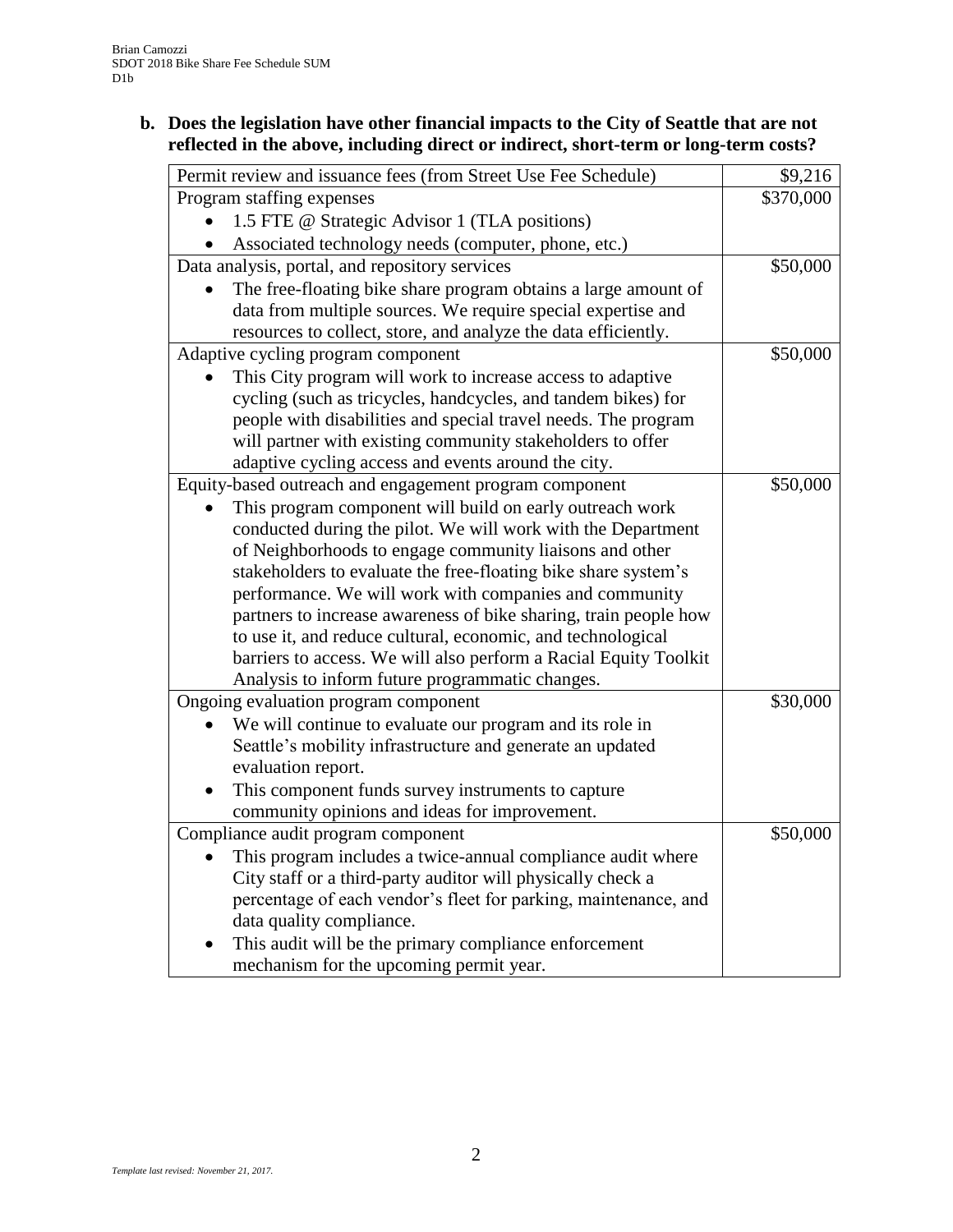**b. Does the legislation have other financial impacts to the City of Seattle that are not reflected in the above, including direct or indirect, short-term or long-term costs?**

| Item | Cost |
|---|---|
| Permit review and issuance fees (from Street Use Fee Schedule) | $9,216 |
| Program staffing expenses<br>• 1.5 FTE @ Strategic Advisor 1 (TLA positions)<br>• Associated technology needs (computer, phone, etc.) | $370,000 |
| Data analysis, portal, and repository services<br>• The free-floating bike share program obtains a large amount of data from multiple sources. We require special expertise and resources to collect, store, and analyze the data efficiently. | $50,000 |
| Adaptive cycling program component<br>• This City program will work to increase access to adaptive cycling (such as tricycles, handcycles, and tandem bikes) for people with disabilities and special travel needs. The program will partner with existing community stakeholders to offer adaptive cycling access and events around the city. | $50,000 |
| Equity-based outreach and engagement program component<br>• This program component will build on early outreach work conducted during the pilot. We will work with the Department of Neighborhoods to engage community liaisons and other stakeholders to evaluate the free-floating bike share system's performance. We will work with companies and community partners to increase awareness of bike sharing, train people how to use it, and reduce cultural, economic, and technological barriers to access. We will also perform a Racial Equity Toolkit Analysis to inform future programmatic changes. | $50,000 |
| Ongoing evaluation program component<br>• We will continue to evaluate our program and its role in Seattle's mobility infrastructure and generate an updated evaluation report.<br>• This component funds survey instruments to capture community opinions and ideas for improvement. | $30,000 |
| Compliance audit program component<br>• This program includes a twice-annual compliance audit where City staff or a third-party auditor will physically check a percentage of each vendor's fleet for parking, maintenance, and data quality compliance.<br>• This audit will be the primary compliance enforcement mechanism for the upcoming permit year. | $50,000 |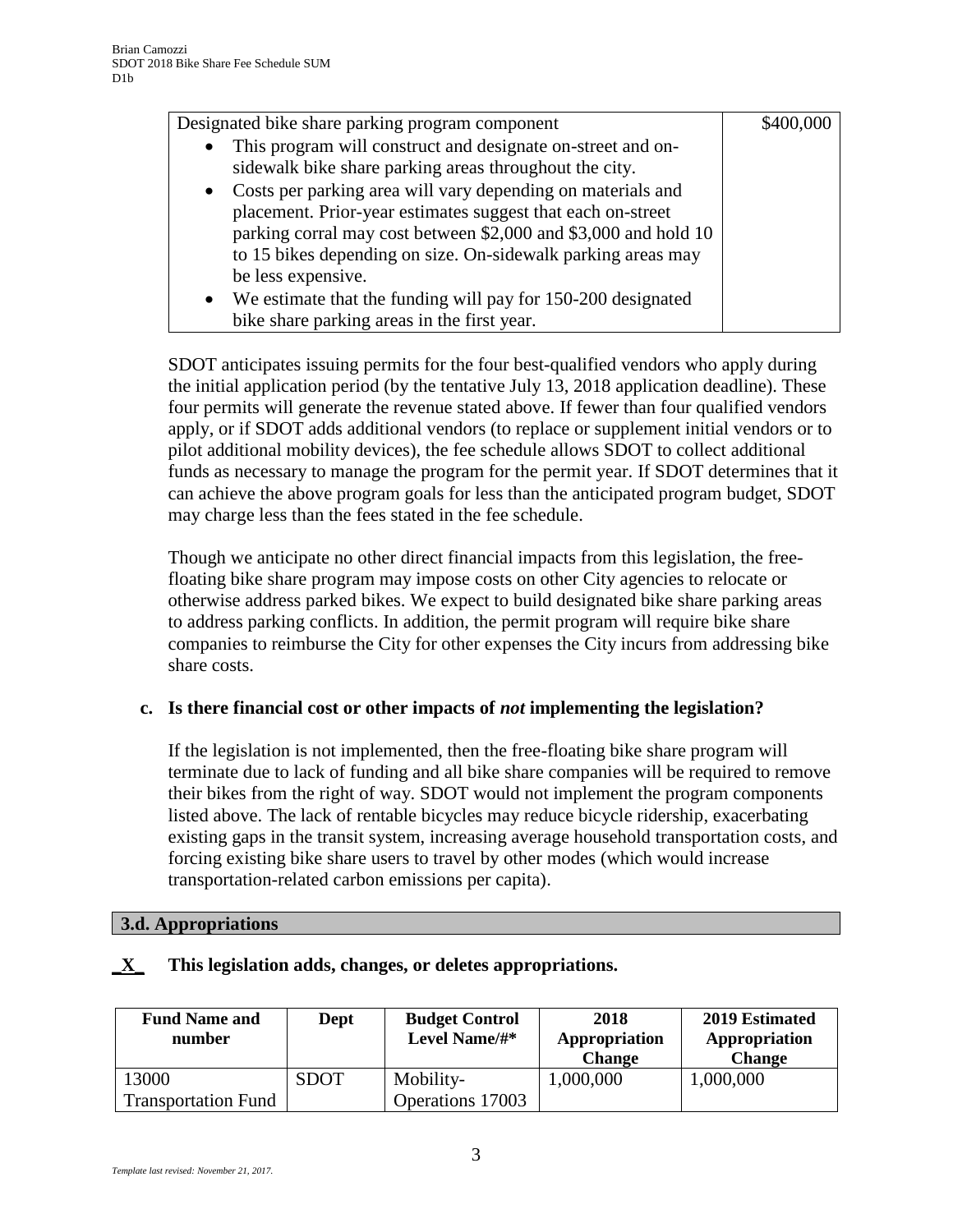| Designated bike share parking program component<br>• This program will construct and designate on-street and on-sidewalk bike share parking areas throughout the city.<br>• Costs per parking area will vary depending on materials and placement. Prior-year estimates suggest that each on-street parking corral may cost between $2,000 and $3,000 and hold 10 to 15 bikes depending on size. On-sidewalk parking areas may be less expensive.<br>• We estimate that the funding will pay for 150-200 designated bike share parking areas in the first year. | $400,000 |
|---|---|

SDOT anticipates issuing permits for the four best-qualified vendors who apply during the initial application period (by the tentative July 13, 2018 application deadline). These four permits will generate the revenue stated above. If fewer than four qualified vendors apply, or if SDOT adds additional vendors (to replace or supplement initial vendors or to pilot additional mobility devices), the fee schedule allows SDOT to collect additional funds as necessary to manage the program for the permit year. If SDOT determines that it can achieve the above program goals for less than the anticipated program budget, SDOT may charge less than the fees stated in the fee schedule.

Though we anticipate no other direct financial impacts from this legislation, the free-floating bike share program may impose costs on other City agencies to relocate or otherwise address parked bikes. We expect to build designated bike share parking areas to address parking conflicts. In addition, the permit program will require bike share companies to reimburse the City for other expenses the City incurs from addressing bike share costs.

**c. Is there financial cost or other impacts of *not* implementing the legislation?**

If the legislation is not implemented, then the free-floating bike share program will terminate due to lack of funding and all bike share companies will be required to remove their bikes from the right of way. SDOT would not implement the program components listed above. The lack of rentable bicycles may reduce bicycle ridership, exacerbating existing gaps in the transit system, increasing average household transportation costs, and forcing existing bike share users to travel by other modes (which would increase transportation-related carbon emissions per capita).

### 3.d. Appropriations

**_X_ This legislation adds, changes, or deletes appropriations.**

| Fund Name and number | Dept | Budget Control Level Name/#* | 2018 Appropriation Change | 2019 Estimated Appropriation Change |
|---|---|---|---|---|
| 13000 Transportation Fund | SDOT | Mobility-Operations 17003 | 1,000,000 | 1,000,000 |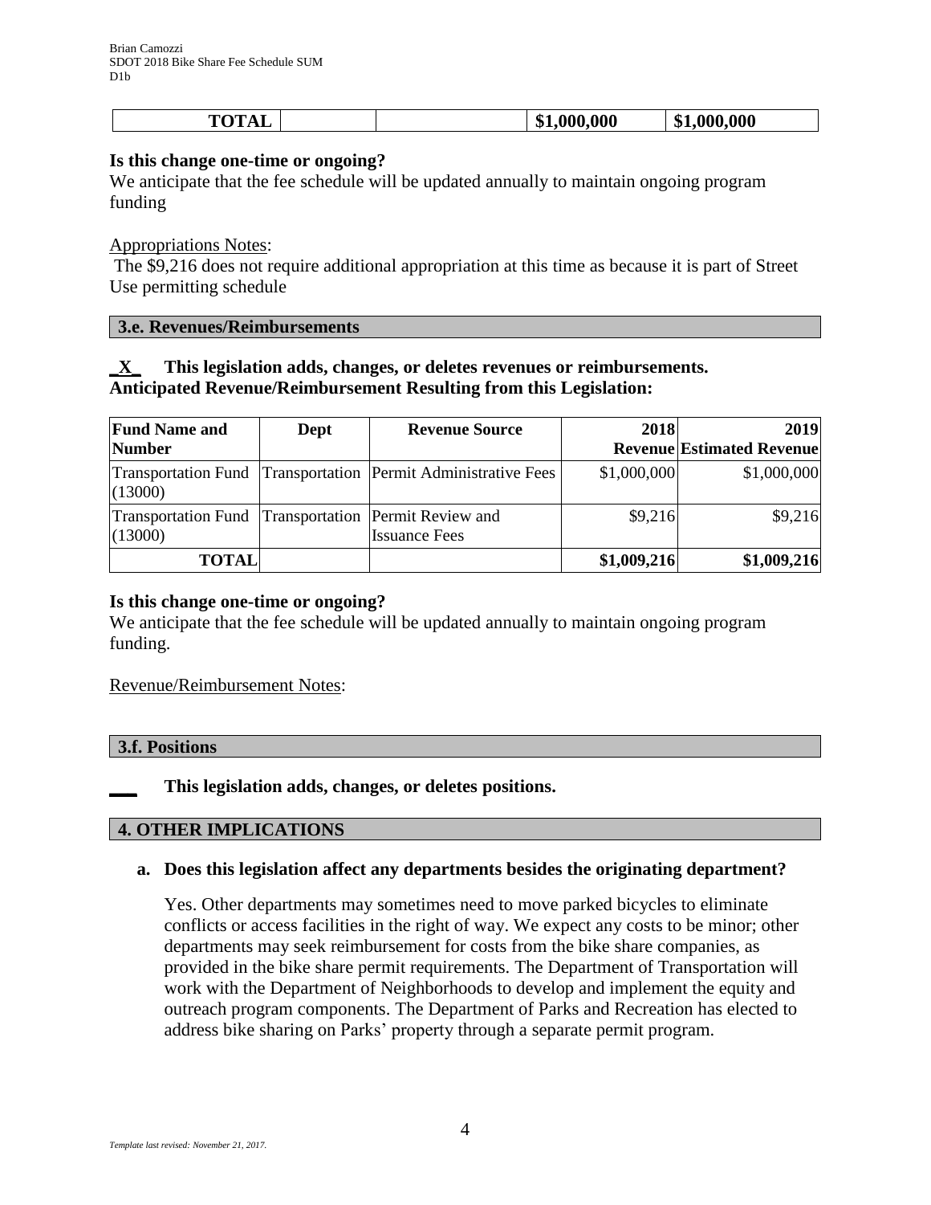| TOTAL | | | $1,000,000 | $1,000,000 |
|---|---|---|---|---|

**Is this change one-time or ongoing?**
We anticipate that the fee schedule will be updated annually to maintain ongoing program funding

Appropriations Notes:
The $9,216 does not require additional appropriation at this time as because it is part of Street Use permitting schedule

**3.e. Revenues/Reimbursements**

**_X_ This legislation adds, changes, or deletes revenues or reimbursements.**
**Anticipated Revenue/Reimbursement Resulting from this Legislation:**

| Fund Name and Number | Dept | Revenue Source | 2018 Revenue | 2019 Estimated Revenue |
|---|---|---|---|---|
| Transportation Fund (13000) | Transportation | Permit Administrative Fees | $1,000,000 | $1,000,000 |
| Transportation Fund (13000) | Transportation | Permit Review and Issuance Fees | $9,216 | $9,216 |
| **TOTAL** | | | **$1,009,216** | **$1,009,216** |

**Is this change one-time or ongoing?**
We anticipate that the fee schedule will be updated annually to maintain ongoing program funding.

Revenue/Reimbursement Notes:

**3.f. Positions**

**___ This legislation adds, changes, or deletes positions.**

**4. OTHER IMPLICATIONS**

**a. Does this legislation affect any departments besides the originating department?**

Yes. Other departments may sometimes need to move parked bicycles to eliminate conflicts or access facilities in the right of way. We expect any costs to be minor; other departments may seek reimbursement for costs from the bike share companies, as provided in the bike share permit requirements. The Department of Transportation will work with the Department of Neighborhoods to develop and implement the equity and outreach program components. The Department of Parks and Recreation has elected to address bike sharing on Parks' property through a separate permit program.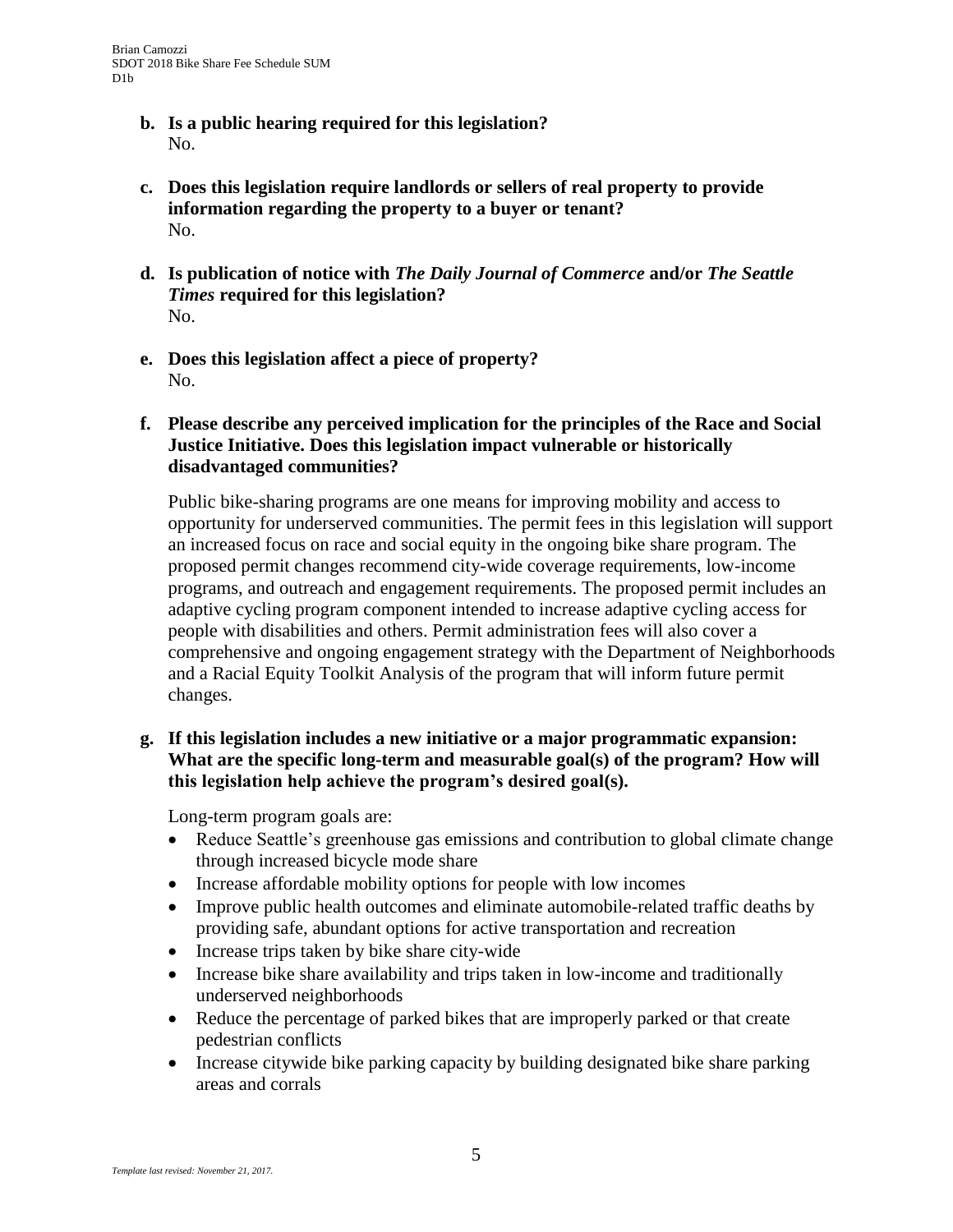**b. Is a public hearing required for this legislation?**
No.

**c. Does this legislation require landlords or sellers of real property to provide information regarding the property to a buyer or tenant?**
No.

**d. Is publication of notice with *The Daily Journal of Commerce* and/or *The Seattle Times* required for this legislation?**
No.

**e. Does this legislation affect a piece of property?**
No.

**f. Please describe any perceived implication for the principles of the Race and Social Justice Initiative. Does this legislation impact vulnerable or historically disadvantaged communities?**

Public bike-sharing programs are one means for improving mobility and access to opportunity for underserved communities. The permit fees in this legislation will support an increased focus on race and social equity in the ongoing bike share program. The proposed permit changes recommend city-wide coverage requirements, low-income programs, and outreach and engagement requirements. The proposed permit includes an adaptive cycling program component intended to increase adaptive cycling access for people with disabilities and others. Permit administration fees will also cover a comprehensive and ongoing engagement strategy with the Department of Neighborhoods and a Racial Equity Toolkit Analysis of the program that will inform future permit changes.

**g. If this legislation includes a new initiative or a major programmatic expansion: What are the specific long-term and measurable goal(s) of the program? How will this legislation help achieve the program's desired goal(s).**

Long-term program goals are:

- Reduce Seattle's greenhouse gas emissions and contribution to global climate change through increased bicycle mode share
- Increase affordable mobility options for people with low incomes
- Improve public health outcomes and eliminate automobile-related traffic deaths by providing safe, abundant options for active transportation and recreation
- Increase trips taken by bike share city-wide
- Increase bike share availability and trips taken in low-income and traditionally underserved neighborhoods
- Reduce the percentage of parked bikes that are improperly parked or that create pedestrian conflicts
- Increase citywide bike parking capacity by building designated bike share parking areas and corrals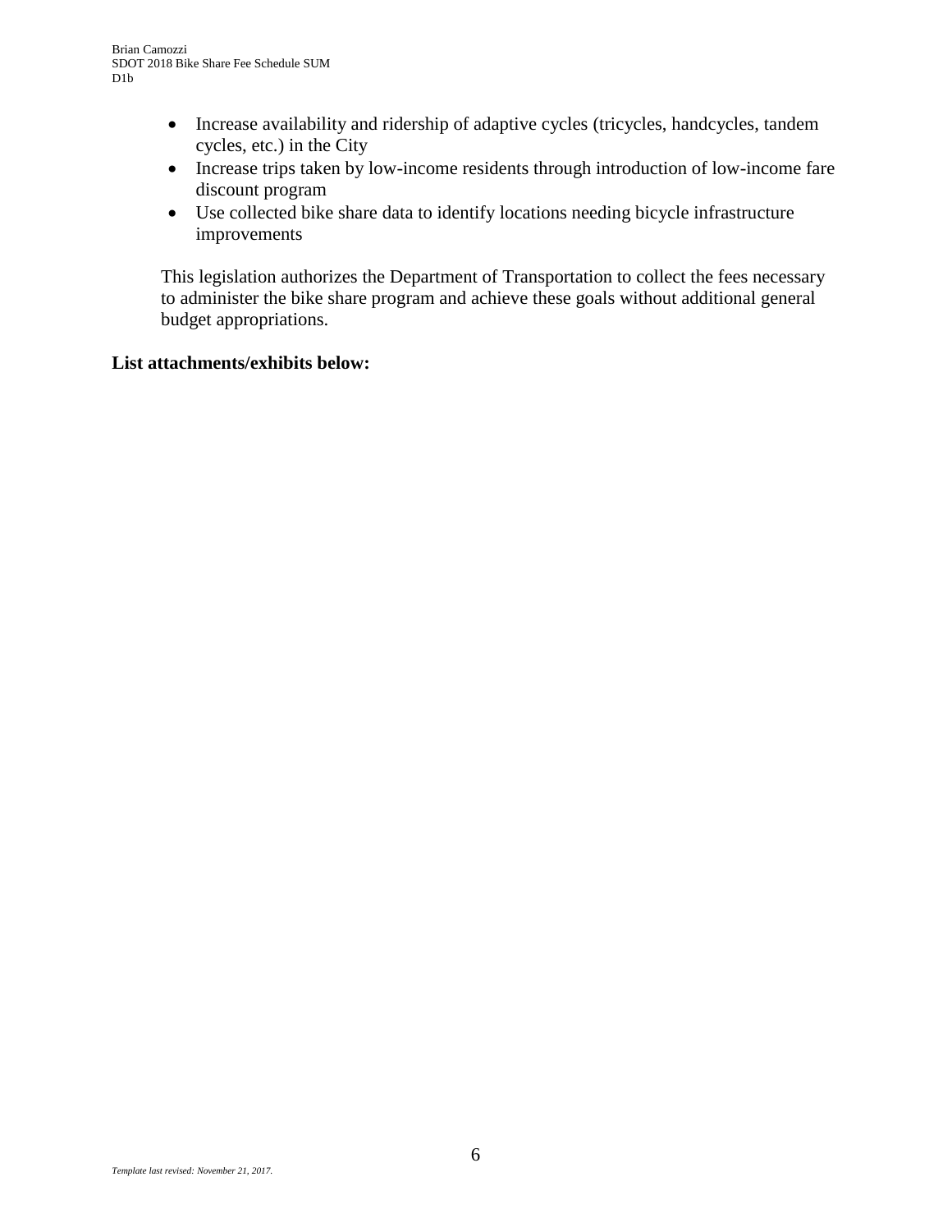- Increase availability and ridership of adaptive cycles (tricycles, handcycles, tandem cycles, etc.) in the City
- Increase trips taken by low-income residents through introduction of low-income fare discount program
- Use collected bike share data to identify locations needing bicycle infrastructure improvements

This legislation authorizes the Department of Transportation to collect the fees necessary to administer the bike share program and achieve these goals without additional general budget appropriations.

**List attachments/exhibits below:**